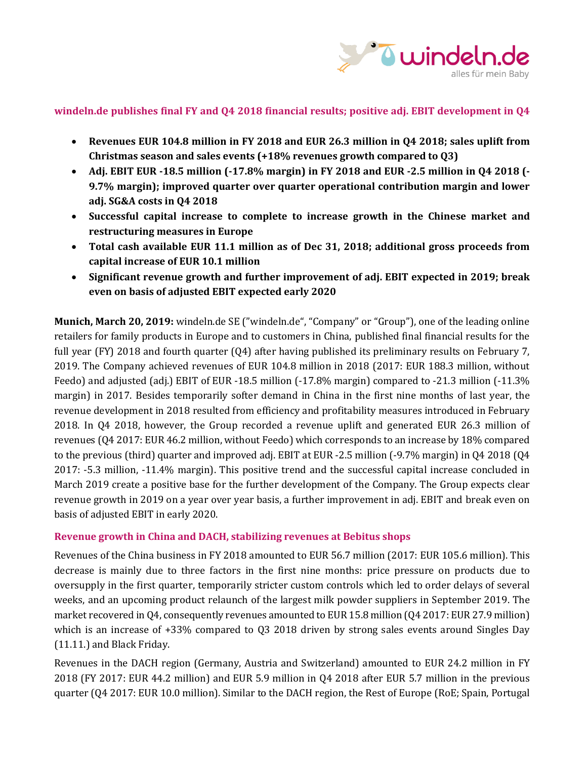## windeln.de publishes final FY and Q4 2018 financial results; positive adj. EBIT development in Q4

- **Revenues EUR 104.8 million in FY 2018 and EUR 26.3 million in Q4 2018; sales uplift from Christmas season and sales events (+18% revenues growth compared to Q3)**
- **Adj. EBIT EUR -18.5 million (-17.8% margin) in FY 2018 and EUR -2.5 million in Q4 2018 (-9.7% margin); improved quarter over quarter operational contribution margin and lower adj. SG&A costs in Q4 2018**
- **Successful capital increase to complete to increase growth in the Chinese market and restructuring measures in Europe**
- **Total cash available EUR 11.1 million as of Dec 31, 2018; additional gross proceeds from capital increase of EUR 10.1 million**
- **Significant revenue growth and further improvement of adj. EBIT expected in 2019; break even on basis of adjusted EBIT expected early 2020**

**Munich, March 20, 2019:** windeln.de SE (”windeln.de“, “Company” or “Group”), one of the leading online retailers for family products in Europe and to customers in China, published final financial results for the full year (FY) 2018 and fourth quarter (Q4) after having published its preliminary results on February 7, 2019. The Company achieved revenues of EUR 104.8 million in 2018 (2017: EUR 188.3 million, without Feedo) and adjusted (adj.) EBIT of EUR -18.5 million (-17.8% margin) compared to -21.3 million (-11.3% margin) in 2017. Besides temporarily softer demand in China in the first nine months of last year, the revenue development in 2018 resulted from efficiency and profitability measures introduced in February 2018. In Q4 2018, however, the Group recorded a revenue uplift and generated EUR 26.3 million of revenues (Q4 2017: EUR 46.2 million, without Feedo) which corresponds to an increase by 18% compared to the previous (third) quarter and improved adj. EBIT at EUR -2.5 million (-9.7% margin) in Q4 2018 (Q4 2017: -5.3 million, -11.4% margin). This positive trend and the successful capital increase concluded in March 2019 create a positive base for the further development of the Company. The Group expects clear revenue growth in 2019 on a year over year basis, a further improvement in adj. EBIT and break even on basis of adjusted EBIT in early 2020.

### Revenue growth in China and DACH, stabilizing revenues at Bebitus shops

Revenues of the China business in FY 2018 amounted to EUR 56.7 million (2017: EUR 105.6 million). This decrease is mainly due to three factors in the first nine months: price pressure on products due to oversupply in the first quarter, temporarily stricter custom controls which led to order delays of several weeks, and an upcoming product relaunch of the largest milk powder suppliers in September 2019. The market recovered in Q4, consequently revenues amounted to EUR 15.8 million (Q4 2017: EUR 27.9 million) which is an increase of +33% compared to Q3 2018 driven by strong sales events around Singles Day (11.11.) and Black Friday.

Revenues in the DACH region (Germany, Austria and Switzerland) amounted to EUR 24.2 million in FY 2018 (FY 2017: EUR 44.2 million) and EUR 5.9 million in Q4 2018 after EUR 5.7 million in the previous quarter (Q4 2017: EUR 10.0 million). Similar to the DACH region, the Rest of Europe (RoE; Spain, Portugal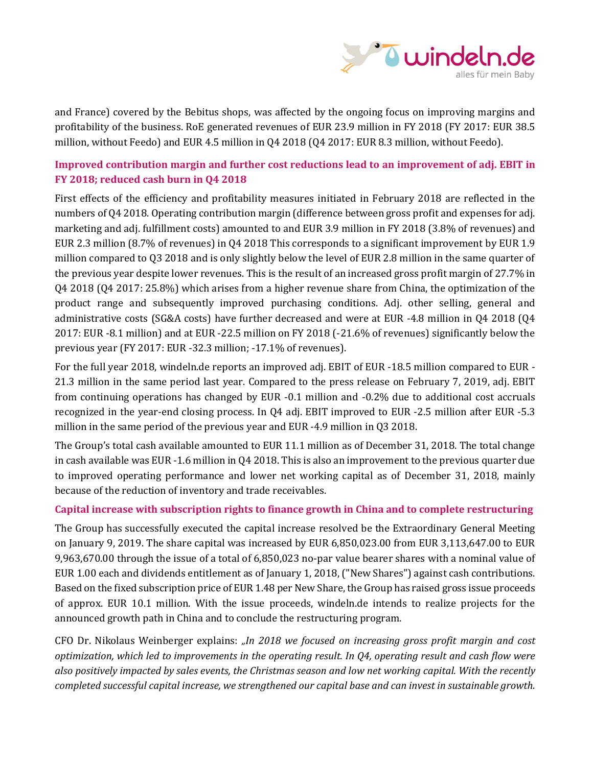and France) covered by the Bebitus shops, was affected by the ongoing focus on improving margins and profitability of the business. RoE generated revenues of EUR 23.9 million in FY 2018 (FY 2017: EUR 38.5 million, without Feedo) and EUR 4.5 million in Q4 2018 (Q4 2017: EUR 8.3 million, without Feedo).

## Improved contribution margin and further cost reductions lead to an improvement of adj. EBIT in FY 2018; reduced cash burn in Q4 2018

First effects of the efficiency and profitability measures initiated in February 2018 are reflected in the numbers of Q4 2018. Operating contribution margin (difference between gross profit and expenses for adj. marketing and adj. fulfillment costs) amounted to and EUR 3.9 million in FY 2018 (3.8% of revenues) and EUR 2.3 million (8.7% of revenues) in Q4 2018 This corresponds to a significant improvement by EUR 1.9 million compared to Q3 2018 and is only slightly below the level of EUR 2.8 million in the same quarter of the previous year despite lower revenues. This is the result of an increased gross profit margin of 27.7% in Q4 2018 (Q4 2017: 25.8%) which arises from a higher revenue share from China, the optimization of the product range and subsequently improved purchasing conditions. Adj. other selling, general and administrative costs (SG&A costs) have further decreased and were at EUR -4.8 million in Q4 2018 (Q4 2017: EUR -8.1 million) and at EUR -22.5 million on FY 2018 (-21.6% of revenues) significantly below the previous year (FY 2017: EUR -32.3 million; -17.1% of revenues).

For the full year 2018, windeln.de reports an improved adj. EBIT of EUR -18.5 million compared to EUR -21.3 million in the same period last year. Compared to the press release on February 7, 2019, adj. EBIT from continuing operations has changed by EUR -0.1 million and -0.2% due to additional cost accruals recognized in the year-end closing process. In Q4 adj. EBIT improved to EUR -2.5 million after EUR -5.3 million in the same period of the previous year and EUR -4.9 million in Q3 2018.

The Group's total cash available amounted to EUR 11.1 million as of December 31, 2018. The total change in cash available was EUR -1.6 million in Q4 2018. This is also an improvement to the previous quarter due to improved operating performance and lower net working capital as of December 31, 2018, mainly because of the reduction of inventory and trade receivables.

## Capital increase with subscription rights to finance growth in China and to complete restructuring

The Group has successfully executed the capital increase resolved be the Extraordinary General Meeting on January 9, 2019. The share capital was increased by EUR 6,850,023.00 from EUR 3,113,647.00 to EUR 9,963,670.00 through the issue of a total of 6,850,023 no-par value bearer shares with a nominal value of EUR 1.00 each and dividends entitlement as of January 1, 2018, ("New Shares") against cash contributions. Based on the fixed subscription price of EUR 1.48 per New Share, the Group has raised gross issue proceeds of approx. EUR 10.1 million. With the issue proceeds, windeln.de intends to realize projects for the announced growth path in China and to conclude the restructuring program.

CFO Dr. Nikolaus Weinberger explains: *„In 2018 we focused on increasing gross profit margin and cost optimization, which led to improvements in the operating result. In Q4, operating result and cash flow were also positively impacted by sales events, the Christmas season and low net working capital. With the recently completed successful capital increase, we strengthened our capital base and can invest in sustainable growth.*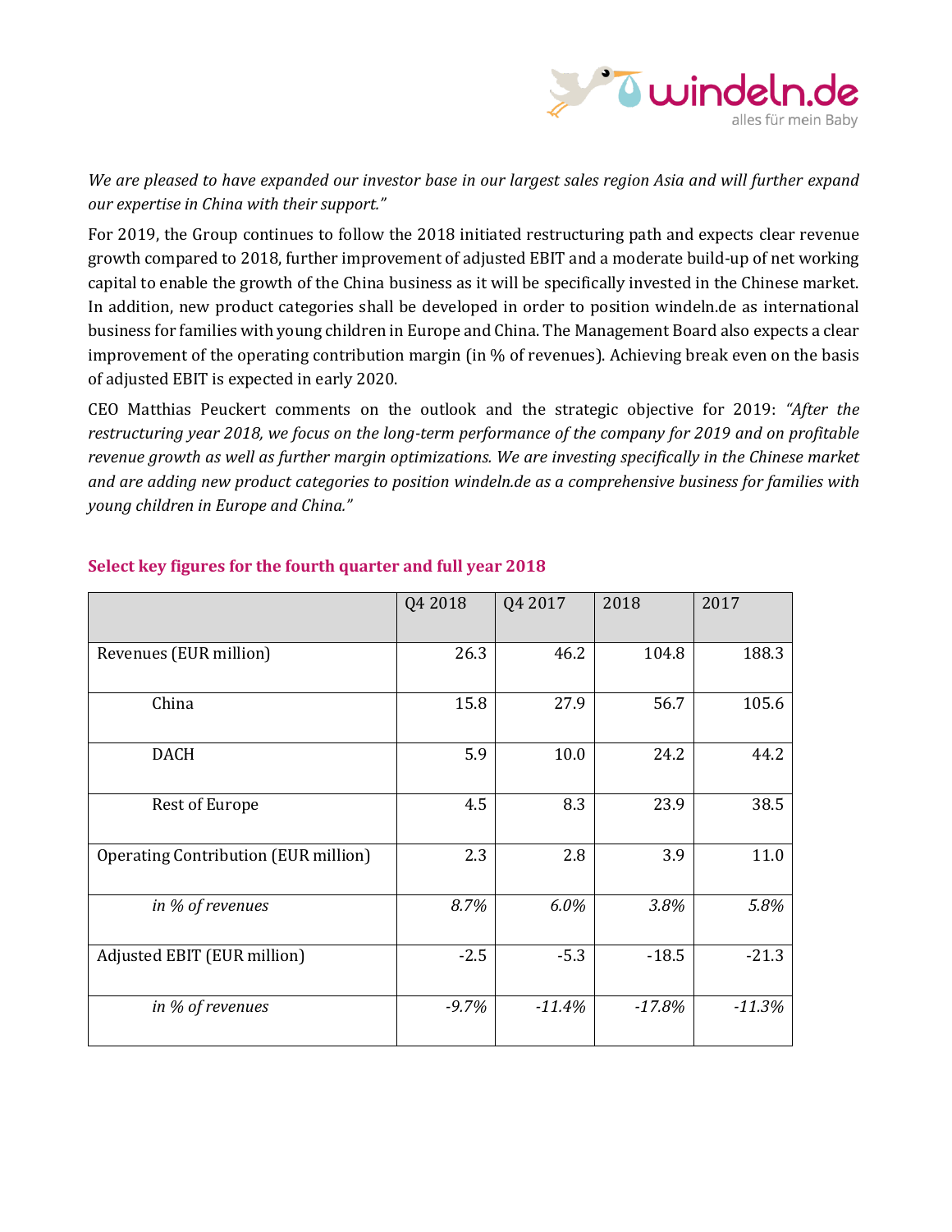*We are pleased to have expanded our investor base in our largest sales region Asia and will further expand our expertise in China with their support."*

For 2019, the Group continues to follow the 2018 initiated restructuring path and expects clear revenue growth compared to 2018, further improvement of adjusted EBIT and a moderate build-up of net working capital to enable the growth of the China business as it will be specifically invested in the Chinese market. In addition, new product categories shall be developed in order to position windeln.de as international business for families with young children in Europe and China. The Management Board also expects a clear improvement of the operating contribution margin (in % of revenues). Achieving break even on the basis of adjusted EBIT is expected in early 2020.

CEO Matthias Peuckert comments on the outlook and the strategic objective for 2019: *"After the restructuring year 2018, we focus on the long-term performance of the company for 2019 and on profitable revenue growth as well as further margin optimizations. We are investing specifically in the Chinese market and are adding new product categories to position windeln.de as a comprehensive business for families with young children in Europe and China."*

## Select key figures for the fourth quarter and full year 2018

| | Q4 2018 | Q4 2017 | 2018 | 2017 |
|---|---|---|---|---|
| Revenues (EUR million) | 26.3 | 46.2 | 104.8 | 188.3 |
| China | 15.8 | 27.9 | 56.7 | 105.6 |
| DACH | 5.9 | 10.0 | 24.2 | 44.2 |
| Rest of Europe | 4.5 | 8.3 | 23.9 | 38.5 |
| Operating Contribution (EUR million) | 2.3 | 2.8 | 3.9 | 11.0 |
| *in % of revenues* | *8.7%* | *6.0%* | *3.8%* | *5.8%* |
| Adjusted EBIT (EUR million) | -2.5 | -5.3 | -18.5 | -21.3 |
| *in % of revenues* | *-9.7%* | *-11.4%* | *-17.8%* | *-11.3%* |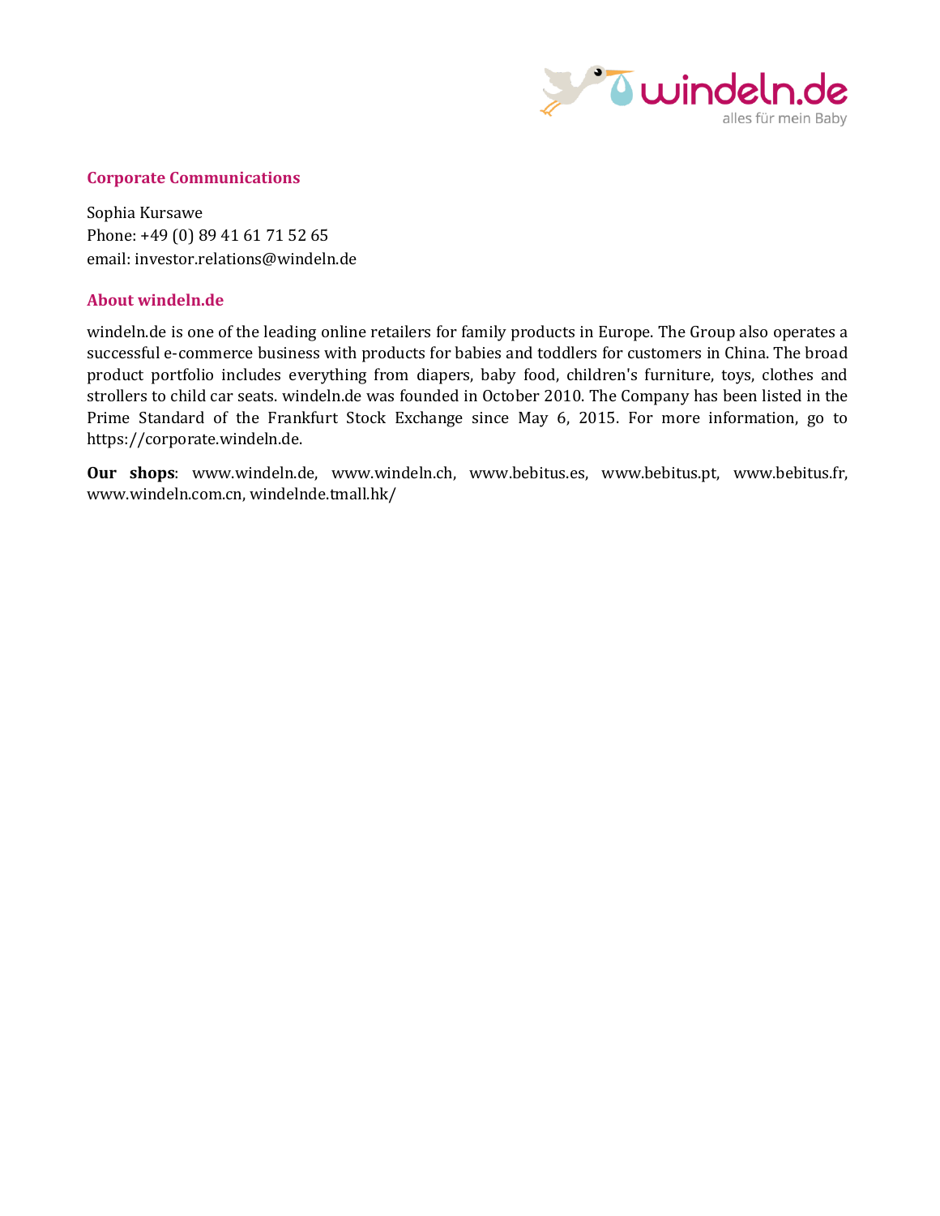## Corporate Communications

Sophia Kursawe
Phone: +49 (0) 89 41 61 71 52 65
email: investor.relations@windeln.de

## About windeln.de

windeln.de is one of the leading online retailers for family products in Europe. The Group also operates a successful e-commerce business with products for babies and toddlers for customers in China. The broad product portfolio includes everything from diapers, baby food, children's furniture, toys, clothes and strollers to child car seats. windeln.de was founded in October 2010. The Company has been listed in the Prime Standard of the Frankfurt Stock Exchange since May 6, 2015. For more information, go to https://corporate.windeln.de.

**Our shops**: www.windeln.de, www.windeln.ch, www.bebitus.es, www.bebitus.pt, www.bebitus.fr, www.windeln.com.cn, windelnde.tmall.hk/